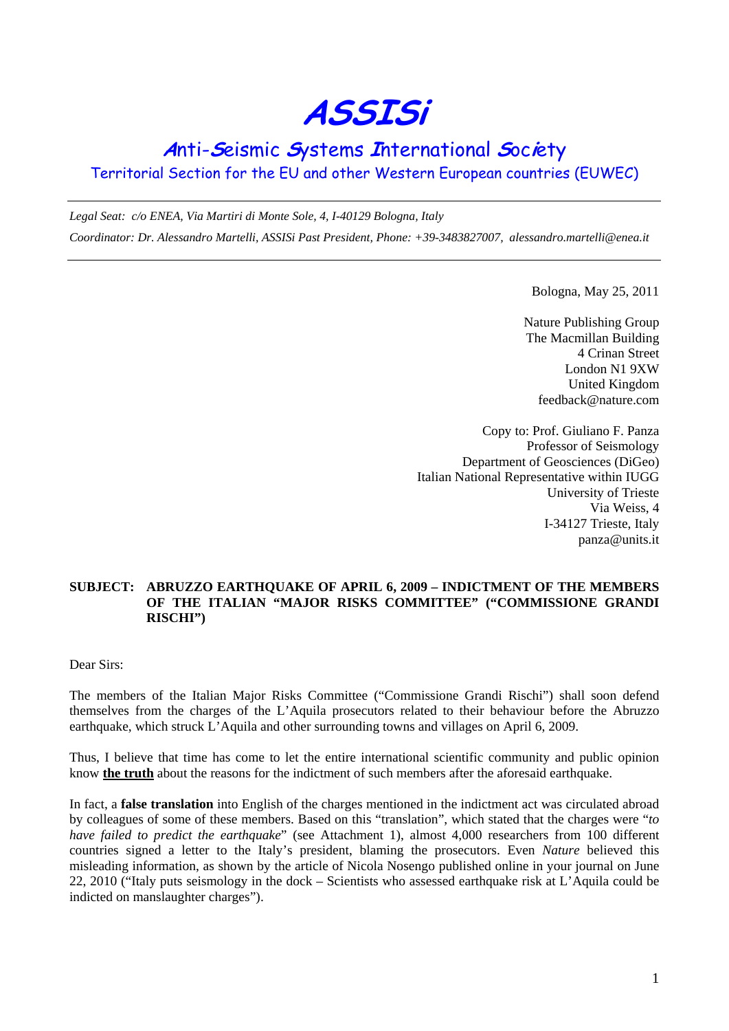# ASSISi

## Anti-Seismic Systems International Society

Territorial Section for the EU and other Western European countries (EUWEC)

---

*Legal Seat: c/o ENEA, Via Martiri di Monte Sole, 4, I-40129 Bologna, Italy*

*Coordinator: Dr. Alessandro Martelli, ASSISi Past President, Phone: +39-3483827007, alessandro.martelli@enea.it*

---

Bologna, May 25, 2011

Nature Publishing Group
The Macmillan Building
4 Crinan Street
London N1 9XW
United Kingdom
feedback@nature.com

Copy to: Prof. Giuliano F. Panza
Professor of Seismology
Department of Geosciences (DiGeo)
Italian National Representative within IUGG
University of Trieste
Via Weiss, 4
I-34127 Trieste, Italy
panza@units.it

**SUBJECT: ABRUZZO EARTHQUAKE OF APRIL 6, 2009 – INDICTMENT OF THE MEMBERS OF THE ITALIAN "MAJOR RISKS COMMITTEE" ("COMMISSIONE GRANDI RISCHI")**

Dear Sirs:

The members of the Italian Major Risks Committee ("Commissione Grandi Rischi") shall soon defend themselves from the charges of the L'Aquila prosecutors related to their behaviour before the Abruzzo earthquake, which struck L'Aquila and other surrounding towns and villages on April 6, 2009.

Thus, I believe that time has come to let the entire international scientific community and public opinion know **the truth** about the reasons for the indictment of such members after the aforesaid earthquake.

In fact, a **false translation** into English of the charges mentioned in the indictment act was circulated abroad by colleagues of some of these members. Based on this "translation", which stated that the charges were "*to have failed to predict the earthquake*" (see Attachment 1), almost 4,000 researchers from 100 different countries signed a letter to the Italy's president, blaming the prosecutors. Even *Nature* believed this misleading information, as shown by the article of Nicola Nosengo published online in your journal on June 22, 2010 ("Italy puts seismology in the dock – Scientists who assessed earthquake risk at L'Aquila could be indicted on manslaughter charges").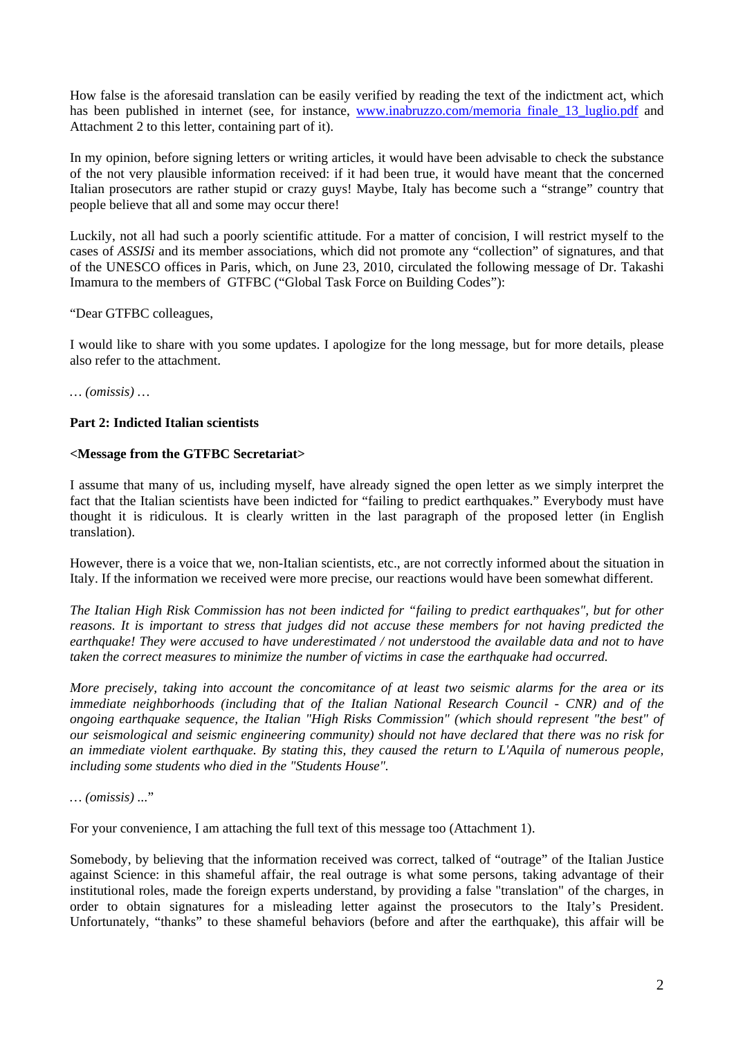How false is the aforesaid translation can be easily verified by reading the text of the indictment act, which has been published in internet (see, for instance, www.inabruzzo.com/memoria_finale_13_luglio.pdf and Attachment 2 to this letter, containing part of it).

In my opinion, before signing letters or writing articles, it would have been advisable to check the substance of the not very plausible information received: if it had been true, it would have meant that the concerned Italian prosecutors are rather stupid or crazy guys! Maybe, Italy has become such a "strange" country that people believe that all and some may occur there!

Luckily, not all had such a poorly scientific attitude. For a matter of concision, I will restrict myself to the cases of *ASSISi* and its member associations, which did not promote any "collection" of signatures, and that of the UNESCO offices in Paris, which, on June 23, 2010, circulated the following message of Dr. Takashi Imamura to the members of GTFBC ("Global Task Force on Building Codes"):

"Dear GTFBC colleagues,

I would like to share with you some updates. I apologize for the long message, but for more details, please also refer to the attachment.

… *(omissis)* …

**Part 2: Indicted Italian scientists**

**<Message from the GTFBC Secretariat>**

I assume that many of us, including myself, have already signed the open letter as we simply interpret the fact that the Italian scientists have been indicted for "failing to predict earthquakes." Everybody must have thought it is ridiculous. It is clearly written in the last paragraph of the proposed letter (in English translation).

However, there is a voice that we, non-Italian scientists, etc., are not correctly informed about the situation in Italy. If the information we received were more precise, our reactions would have been somewhat different.

*The Italian High Risk Commission has not been indicted for "failing to predict earthquakes", but for other reasons. It is important to stress that judges did not accuse these members for not having predicted the earthquake! They were accused to have underestimated / not understood the available data and not to have taken the correct measures to minimize the number of victims in case the earthquake had occurred.*

*More precisely, taking into account the concomitance of at least two seismic alarms for the area or its immediate neighborhoods (including that of the Italian National Research Council - CNR) and of the ongoing earthquake sequence, the Italian "High Risks Commission" (which should represent "the best" of our seismological and seismic engineering community) should not have declared that there was no risk for an immediate violent earthquake. By stating this, they caused the return to L'Aquila of numerous people, including some students who died in the "Students House".*

… *(omissis)* ..."

For your convenience, I am attaching the full text of this message too (Attachment 1).

Somebody, by believing that the information received was correct, talked of "outrage" of the Italian Justice against Science: in this shameful affair, the real outrage is what some persons, taking advantage of their institutional roles, made the foreign experts understand, by providing a false "translation" of the charges, in order to obtain signatures for a misleading letter against the prosecutors to the Italy's President. Unfortunately, "thanks" to these shameful behaviors (before and after the earthquake), this affair will be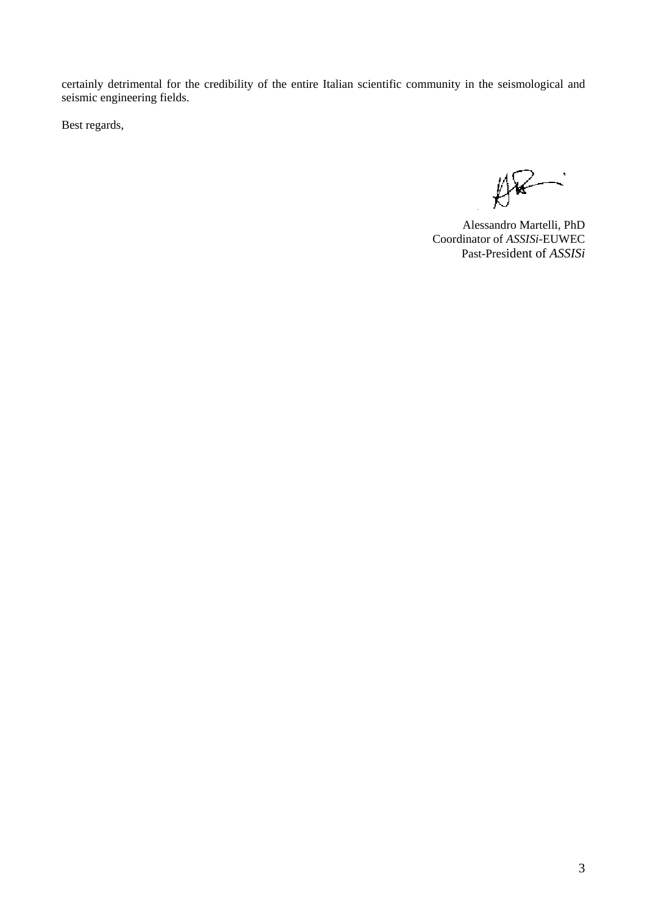certainly detrimental for the credibility of the entire Italian scientific community in the seismological and seismic engineering fields.

Best regards,

Alessandro Martelli, PhD
Coordinator of *ASSISi*-EUWEC
Past-President of *ASSISi*